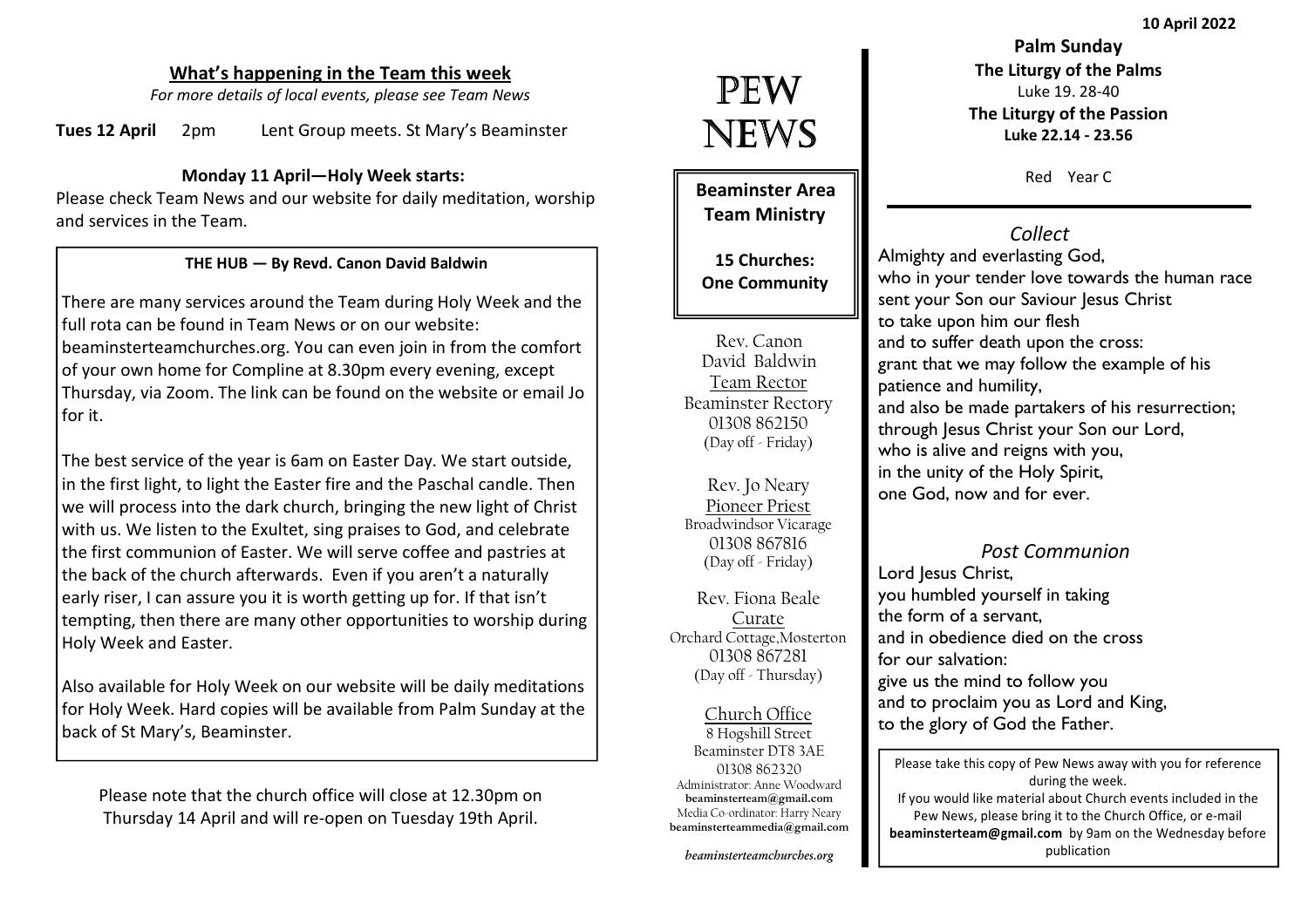## What's happening in the Team this week

*For more details of local events, please see Team News*

**Tues 12 April** 2pm Lent Group meets. St Mary's Beaminster

**Monday 11 April—Holy Week starts:**

Please check Team News and our website for daily meditation, worship and services in the Team.

**THE HUB — By Revd. Canon David Baldwin**

There are many services around the Team during Holy Week and the full rota can be found in Team News or on our website: beaminsterteamchurches.org. You can even join in from the comfort of your own home for Compline at 8.30pm every evening, except Thursday, via Zoom. The link can be found on the website or email Jo for it.

The best service of the year is 6am on Easter Day. We start outside, in the first light, to light the Easter fire and the Paschal candle. Then we will process into the dark church, bringing the new light of Christ with us. We listen to the Exultet, sing praises to God, and celebrate the first communion of Easter. We will serve coffee and pastries at the back of the church afterwards. Even if you aren't a naturally early riser, I can assure you it is worth getting up for. If that isn't tempting, then there are many other opportunities to worship during Holy Week and Easter.

Also available for Holy Week on our website will be daily meditations for Holy Week. Hard copies will be available from Palm Sunday at the back of St Mary's, Beaminster.

Please note that the church office will close at 12.30pm on Thursday 14 April and will re-open on Tuesday 19th April.

# PEW NEWS

**Beaminster Area Team Ministry**

**15 Churches: One Community**

Rev. Canon David Baldwin
Team Rector
Beaminster Rectory
01308 862150
(Day off - Friday)

Rev. Jo Neary
Pioneer Priest
Broadwindsor Vicarage
01308 867816
(Day off - Friday)

Rev. Fiona Beale
Curate
Orchard Cottage,Mosterton
01308 867281
(Day off - Thursday)

Church Office
8 Hogshill Street
Beaminster DT8 3AE
01308 862320
Administrator: Anne Woodward
**beaminsterteam@gmail.com**
Media Co-ordinator: Harry Neary
**beaminsterteammedia@gmail.com**

*beaminsterteamchurches.org*

**10 April 2022**

**Palm Sunday**
**The Liturgy of the Palms**
Luke 19. 28-40
**The Liturgy of the Passion**
**Luke 22.14 - 23.56**

Red Year C

### *Collect*

Almighty and everlasting God,
who in your tender love towards the human race
sent your Son our Saviour Jesus Christ
to take upon him our flesh
and to suffer death upon the cross:
grant that we may follow the example of his patience and humility,
and also be made partakers of his resurrection;
through Jesus Christ your Son our Lord,
who is alive and reigns with you,
in the unity of the Holy Spirit,
one God, now and for ever.

### *Post Communion*

Lord Jesus Christ,
you humbled yourself in taking
the form of a servant,
and in obedience died on the cross
for our salvation:
give us the mind to follow you
and to proclaim you as Lord and King,
to the glory of God the Father.

Please take this copy of Pew News away with you for reference during the week.
If you would like material about Church events included in the Pew News, please bring it to the Church Office, or e-mail **beaminsterteam@gmail.com** by 9am on the Wednesday before publication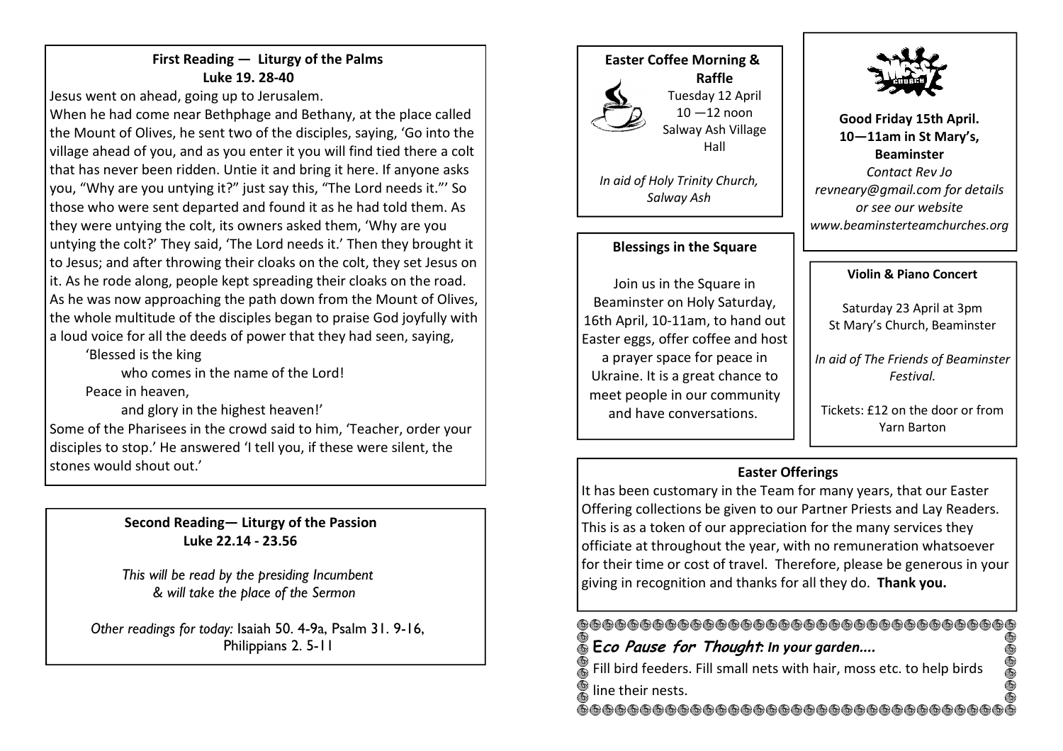**First Reading — Liturgy of the Palms**
**Luke 19. 28-40**

Jesus went on ahead, going up to Jerusalem.
When he had come near Bethphage and Bethany, at the place called the Mount of Olives, he sent two of the disciples, saying, 'Go into the village ahead of you, and as you enter it you will find tied there a colt that has never been ridden. Untie it and bring it here. If anyone asks you, "Why are you untying it?" just say this, "The Lord needs it."' So those who were sent departed and found it as he had told them. As they were untying the colt, its owners asked them, 'Why are you untying the colt?' They said, 'The Lord needs it.' Then they brought it to Jesus; and after throwing their cloaks on the colt, they set Jesus on it. As he rode along, people kept spreading their cloaks on the road. As he was now approaching the path down from the Mount of Olives, the whole multitude of the disciples began to praise God joyfully with a loud voice for all the deeds of power that they had seen, saying,

'Blessed is the king
who comes in the name of the Lord!
Peace in heaven,
and glory in the highest heaven!'

Some of the Pharisees in the crowd said to him, 'Teacher, order your disciples to stop.' He answered 'I tell you, if these were silent, the stones would shout out.'

**Second Reading— Liturgy of the Passion**
**Luke 22.14 - 23.56**

*This will be read by the presiding Incumbent & will take the place of the Sermon*

*Other readings for today:* Isaiah 50. 4-9a, Psalm 31. 9-16, Philippians 2. 5-11

**Easter Coffee Morning & Raffle**

Tuesday 12 April
10 —12 noon
Salway Ash Village Hall

*In aid of Holy Trinity Church, Salway Ash*

**Good Friday 15th April.**
**10—11am in St Mary's, Beaminster**

*Contact Rev Jo revneary@gmail.com for details or see our website www.beaminsterteamchurches.org*

**Blessings in the Square**

Join us in the Square in Beaminster on Holy Saturday, 16th April, 10-11am, to hand out Easter eggs, offer coffee and host a prayer space for peace in Ukraine. It is a great chance to meet people in our community and have conversations.

**Violin & Piano Concert**

Saturday 23 April at 3pm
St Mary's Church, Beaminster

*In aid of The Friends of Beaminster Festival.*

Tickets: £12 on the door or from Yarn Barton

**Easter Offerings**

It has been customary in the Team for many years, that our Easter Offering collections be given to our Partner Priests and Lay Readers. This is as a token of our appreciation for the many services they officiate at throughout the year, with no remuneration whatsoever for their time or cost of travel. Therefore, please be generous in your giving in recognition and thanks for all they do. **Thank you.**

**E*co Pause for Thought*: *In your garden....***

Fill bird feeders. Fill small nets with hair, moss etc. to help birds line their nests.